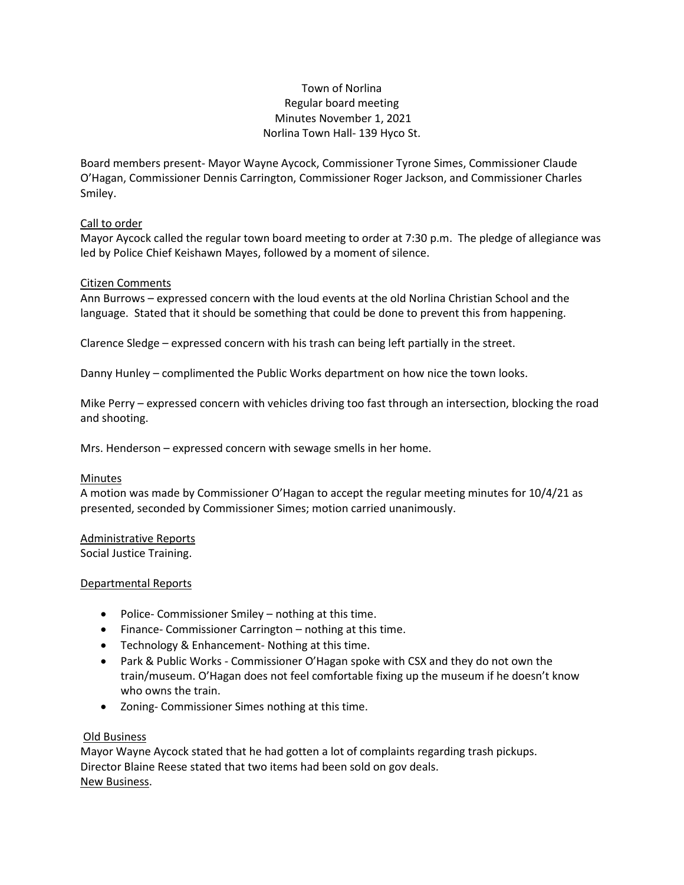Town of Norlina
Regular board meeting
Minutes November 1, 2021
Norlina Town Hall- 139 Hyco St.

Board members present- Mayor Wayne Aycock, Commissioner Tyrone Simes, Commissioner Claude O'Hagan, Commissioner Dennis Carrington, Commissioner Roger Jackson, and Commissioner Charles Smiley.

## Call to order

Mayor Aycock called the regular town board meeting to order at 7:30 p.m. The pledge of allegiance was led by Police Chief Keishawn Mayes, followed by a moment of silence.

## Citizen Comments

Ann Burrows – expressed concern with the loud events at the old Norlina Christian School and the language. Stated that it should be something that could be done to prevent this from happening.

Clarence Sledge – expressed concern with his trash can being left partially in the street.

Danny Hunley – complimented the Public Works department on how nice the town looks.

Mike Perry – expressed concern with vehicles driving too fast through an intersection, blocking the road and shooting.

Mrs. Henderson – expressed concern with sewage smells in her home.

## Minutes

A motion was made by Commissioner O'Hagan to accept the regular meeting minutes for 10/4/21 as presented, seconded by Commissioner Simes; motion carried unanimously.

## Administrative Reports

Social Justice Training.

## Departmental Reports

- Police- Commissioner Smiley – nothing at this time.
- Finance- Commissioner Carrington – nothing at this time.
- Technology & Enhancement- Nothing at this time.
- Park & Public Works - Commissioner O'Hagan spoke with CSX and they do not own the train/museum. O'Hagan does not feel comfortable fixing up the museum if he doesn't know who owns the train.
- Zoning- Commissioner Simes nothing at this time.

## Old Business

Mayor Wayne Aycock stated that he had gotten a lot of complaints regarding trash pickups.
Director Blaine Reese stated that two items had been sold on gov deals.

## New Business.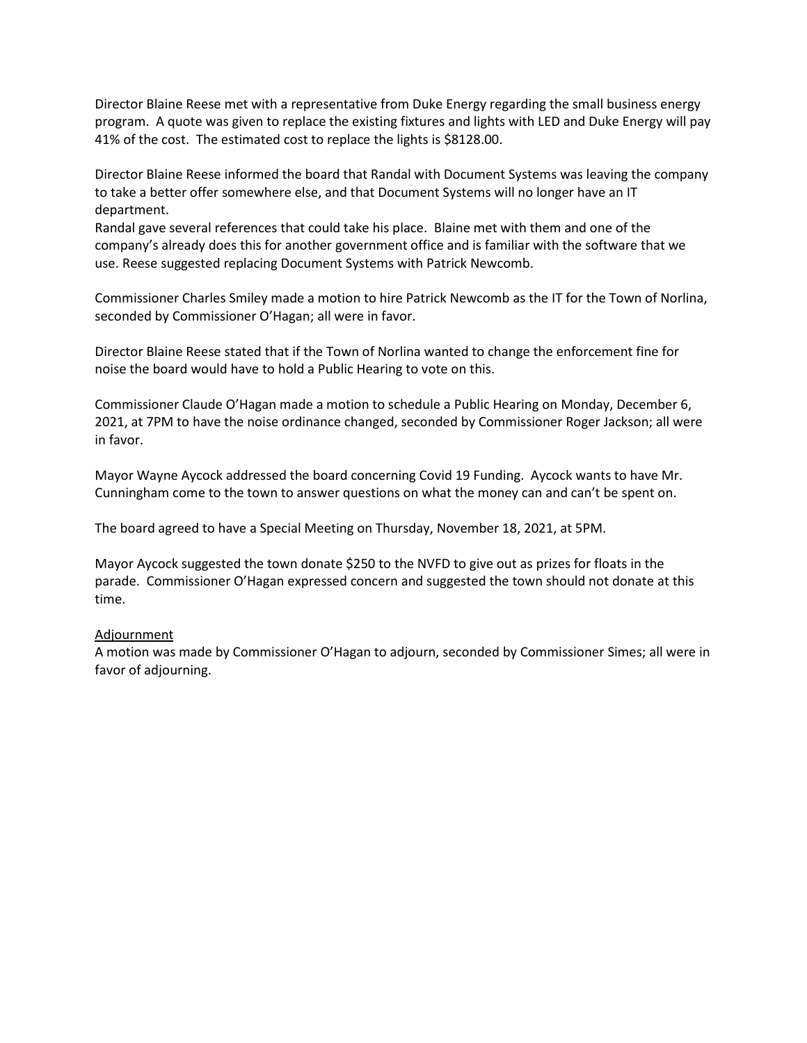Director Blaine Reese met with a representative from Duke Energy regarding the small business energy program. A quote was given to replace the existing fixtures and lights with LED and Duke Energy will pay 41% of the cost. The estimated cost to replace the lights is $8128.00.

Director Blaine Reese informed the board that Randal with Document Systems was leaving the company to take a better offer somewhere else, and that Document Systems will no longer have an IT department.
Randal gave several references that could take his place. Blaine met with them and one of the company's already does this for another government office and is familiar with the software that we use. Reese suggested replacing Document Systems with Patrick Newcomb.

Commissioner Charles Smiley made a motion to hire Patrick Newcomb as the IT for the Town of Norlina, seconded by Commissioner O'Hagan; all were in favor.

Director Blaine Reese stated that if the Town of Norlina wanted to change the enforcement fine for noise the board would have to hold a Public Hearing to vote on this.

Commissioner Claude O'Hagan made a motion to schedule a Public Hearing on Monday, December 6, 2021, at 7PM to have the noise ordinance changed, seconded by Commissioner Roger Jackson; all were in favor.

Mayor Wayne Aycock addressed the board concerning Covid 19 Funding. Aycock wants to have Mr. Cunningham come to the town to answer questions on what the money can and can't be spent on.

The board agreed to have a Special Meeting on Thursday, November 18, 2021, at 5PM.

Mayor Aycock suggested the town donate $250 to the NVFD to give out as prizes for floats in the parade. Commissioner O'Hagan expressed concern and suggested the town should not donate at this time.

<u>Adjournment</u>
A motion was made by Commissioner O'Hagan to adjourn, seconded by Commissioner Simes; all were in favor of adjourning.